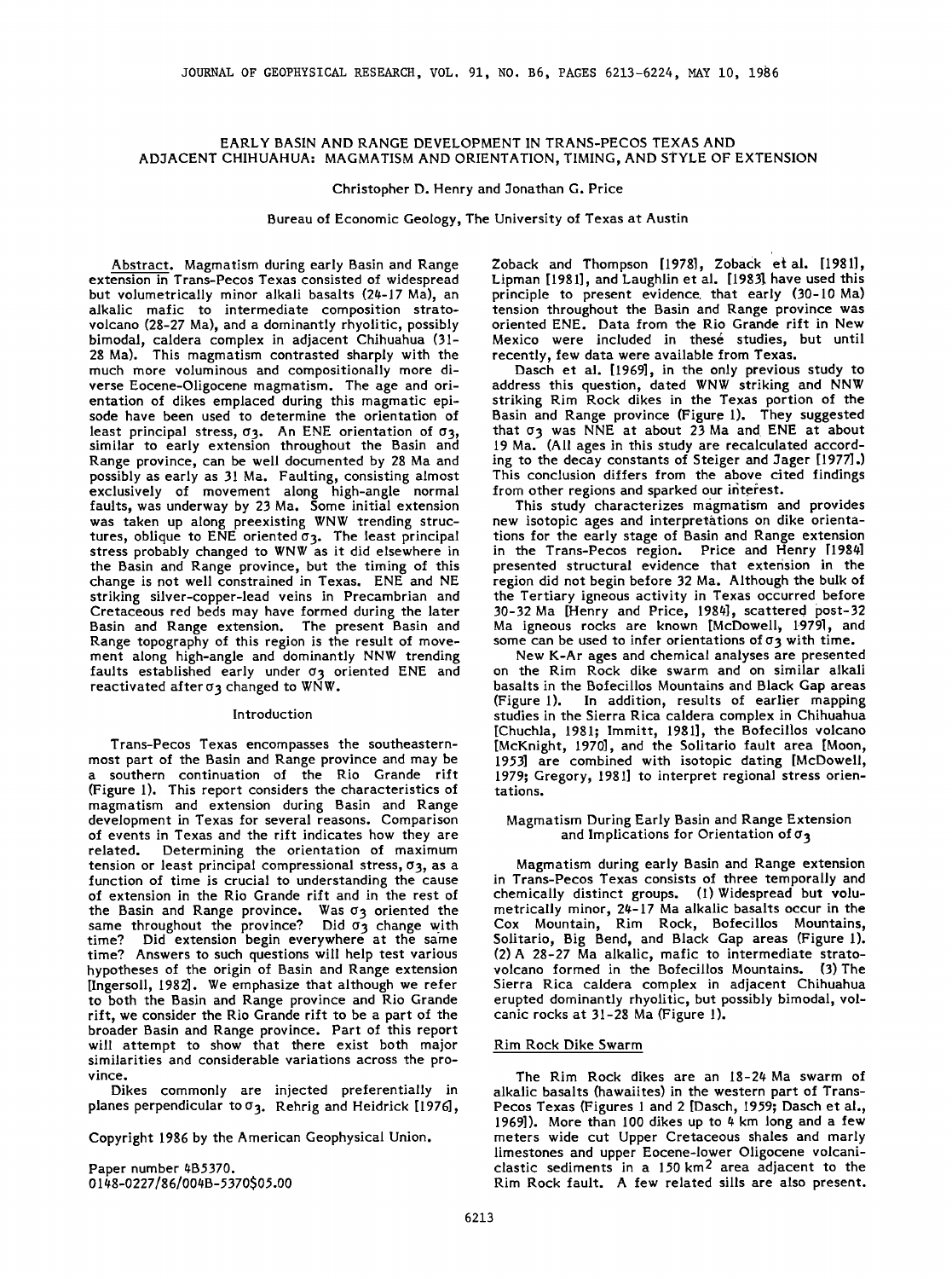# EARLY BASIN AND RANGE DEVELOPMENT IN TRANS-PECOS TEXAS AND ADJACENT CHIHUAHUA: MAGMATISM AND ORIENTATION, TIMING, AND STYLE OF EXTENSION

Christopher D. Henry and Jonathan G. Price

Bureau of Economic Geology, The University of Texas at Austin

Abstract. Magmatism during early Basin and Range extension in Trans-Pecos Texas consisted of widespread but volumetrically minor alkali basalts (24-17 Ma), an alkalic mafic to intermediate composition stratovolcano (28-27 Ma), and a dominantly rhyolitic, possibly bimodal, caldera complex in adjacent Chihuahua (31-28 Ma). This magmatism contrasted sharply with the much more voluminous and compositionally more diverse Eocene-Oligocene magmatism. The age and orientation of dikes emplaced during this magmatic episode have been used to determine the orientation of least principal stress, $\sigma_3$. An ENE orientation of $\sigma_3$, similar to early extension throughout the Basin and Range province, can be well documented by 28 Ma and possibly as early as 31 Ma. Faulting, consisting almost exclusively of movement along high-angle normal faults, was underway by 23 Ma. Some initial extension was taken up along preexisting WNW trending structures, oblique to ENE oriented $\sigma_3$. The least principal stress probably changed to WNW as it did elsewhere in the Basin and Range province, but the timing of this change is not well constrained in Texas. ENE and NE striking silver-copper-lead veins in Precambrian and Cretaceous red beds may have formed during the later Basin and Range extension. The present Basin and Range topography of this region is the result of movement along high-angle and dominantly NNW trending faults established early under $\sigma_3$ oriented ENE and reactivated after $\sigma_3$ changed to WNW.

## Introduction

Trans-Pecos Texas encompasses the southeasternmost part of the Basin and Range province and may be a southern continuation of the Rio Grande rift (Figure 1). This report considers the characteristics of magmatism and extension during Basin and Range development in Texas for several reasons. Comparison of events in Texas and the rift indicates how they are related. Determining the orientation of maximum tension or least principal compressional stress, $\sigma_3$, as a function of time is crucial to understanding the cause of extension in the Rio Grande rift and in the rest of the Basin and Range province. Was $\sigma_3$ oriented the same throughout the province? Did $\sigma_3$ change with time? Did extension begin everywhere at the same time? Answers to such questions will help test various hypotheses of the origin of Basin and Range extension [Ingersoll, 1982]. We emphasize that although we refer to both the Basin and Range province and Rio Grande rift, we consider the Rio Grande rift to be a part of the broader Basin and Range province. Part of this report will attempt to show that there exist both major similarities and considerable variations across the province.

Dikes commonly are injected preferentially in planes perpendicular to $\sigma_3$. Rehrig and Heidrick [1976], Zoback and Thompson [1978], Zoback et al. [1981], Lipman [1981], and Laughlin et al. [1983] have used this principle to present evidence that early (30-10 Ma) tension throughout the Basin and Range province was oriented ENE. Data from the Rio Grande rift in New Mexico were included in these studies, but until recently, few data were available from Texas.

Dasch et al. [1969], in the only previous study to address this question, dated WNW striking and NNW striking Rim Rock dikes in the Texas portion of the Basin and Range province (Figure 1). They suggested that $\sigma_3$ was NNE at about 23 Ma and ENE at about 19 Ma. (All ages in this study are recalculated according to the decay constants of Steiger and Jager [1977].) This conclusion differs from the above cited findings from other regions and sparked our interest.

This study characterizes magmatism and provides new isotopic ages and interpretations on dike orientations for the early stage of Basin and Range extension in the Trans-Pecos region. Price and Henry [1984] presented structural evidence that extension in the region did not begin before 32 Ma. Although the bulk of the Tertiary igneous activity in Texas occurred before 30-32 Ma [Henry and Price, 1984], scattered post-32 Ma igneous rocks are known [McDowell, 1979], and some can be used to infer orientations of $\sigma_3$ with time.

New K-Ar ages and chemical analyses are presented on the Rim Rock dike swarm and on similar alkali basalts in the Bofecillos Mountains and Black Gap areas (Figure 1). In addition, results of earlier mapping studies in the Sierra Rica caldera complex in Chihuahua [Chuchla, 1981; Immitt, 1981], the Bofecillos volcano [McKnight, 1970], and the Solitario fault area [Moon, 1953] are combined with isotopic dating [McDowell, 1979; Gregory, 1981] to interpret regional stress orientations.

## Magmatism During Early Basin and Range Extension and Implications for Orientation of $\sigma_3$

Magmatism during early Basin and Range extension in Trans-Pecos Texas consists of three temporally and chemically distinct groups. (1) Widespread but volumetrically minor, 24-17 Ma alkalic basalts occur in the Cox Mountain, Rim Rock, Bofecillos Mountains, Solitario, Big Bend, and Black Gap areas (Figure 1). (2) A 28-27 Ma alkalic, mafic to intermediate stratovolcano formed in the Bofecillos Mountains. (3) The Sierra Rica caldera complex in adjacent Chihuahua erupted dominantly rhyolitic, but possibly bimodal, volcanic rocks at 31-28 Ma (Figure 1).

### Rim Rock Dike Swarm

The Rim Rock dikes are an 18-24 Ma swarm of alkalic basalts (hawaiites) in the western part of Trans-Pecos Texas (Figures 1 and 2 [Dasch, 1959; Dasch et al., 1969]). More than 100 dikes up to 4 km long and a few meters wide cut Upper Cretaceous shales and marly limestones and upper Eocene-lower Oligocene volcaniclastic sediments in a 150 km² area adjacent to the Rim Rock fault. A few related sills are also present.

Copyright 1986 by the American Geophysical Union.

Paper number 4B5370.
0148-0227/86/004B-5370$05.00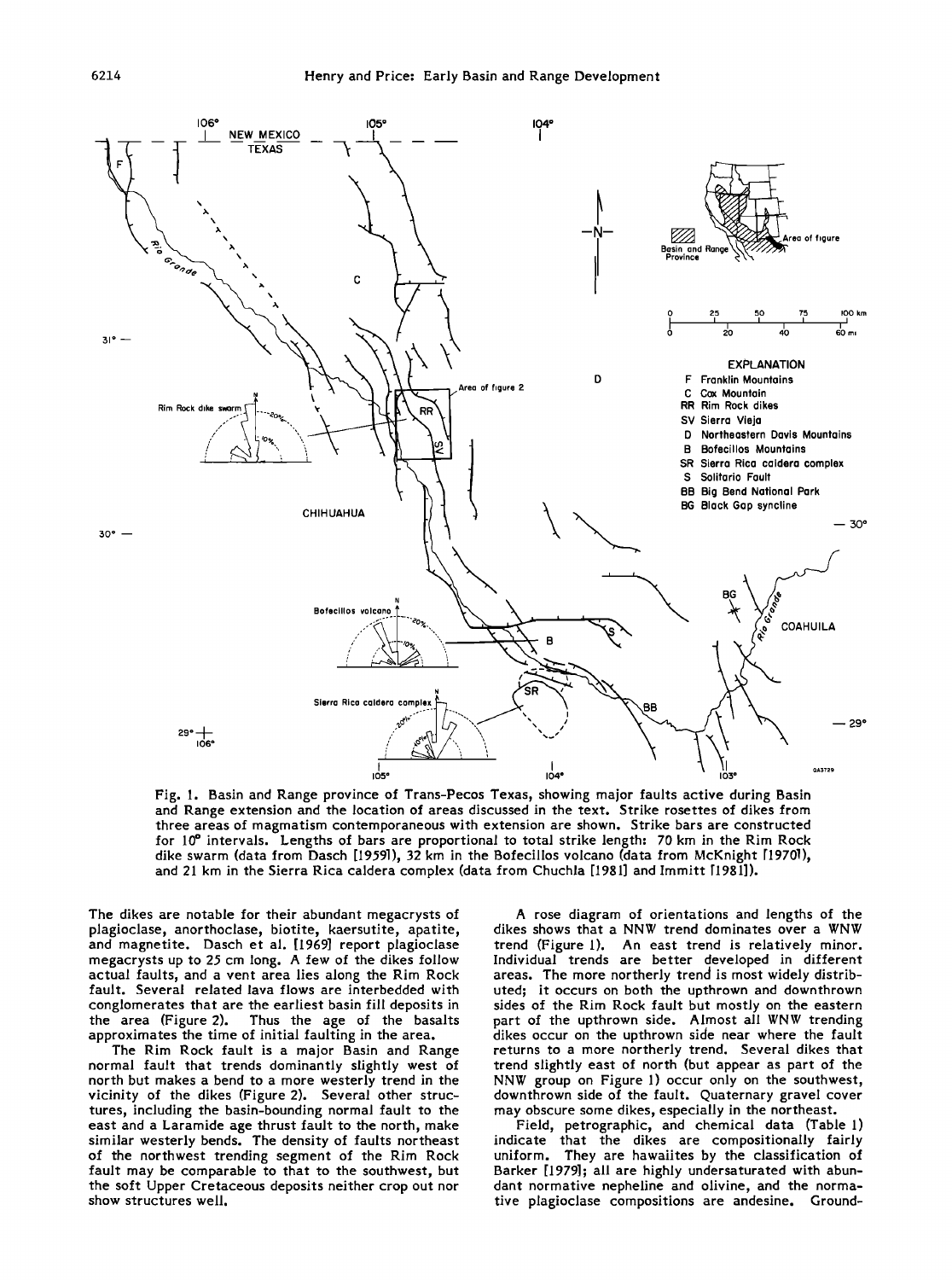Fig. 1. Basin and Range province of Trans-Pecos Texas, showing major faults active during Basin and Range extension and the location of areas discussed in the text. Strike rosettes of dikes from three areas of magmatism contemporaneous with extension are shown. Strike bars are constructed for 10° intervals. Lengths of bars are proportional to total strike length: 70 km in the Rim Rock dike swarm (data from Dasch [1959]), 32 km in the Bofecillos volcano (data from McKnight [1970]), and 21 km in the Sierra Rica caldera complex (data from Chuchla [1981] and Immitt [1981]).

The dikes are notable for their abundant megacrysts of plagioclase, anorthoclase, biotite, kaersutite, apatite, and magnetite. Dasch et al. [1969] report plagioclase megacrysts up to 25 cm long. A few of the dikes follow actual faults, and a vent area lies along the Rim Rock fault. Several related lava flows are interbedded with conglomerates that are the earliest basin fill deposits in the area (Figure 2). Thus the age of the basalts approximates the time of initial faulting in the area.

The Rim Rock fault is a major Basin and Range normal fault that trends dominantly slightly west of north but makes a bend to a more westerly trend in the vicinity of the dikes (Figure 2). Several other structures, including the basin-bounding normal fault to the east and a Laramide age thrust fault to the north, make similar westerly bends. The density of faults northeast of the northwest trending segment of the Rim Rock fault may be comparable to that to the southwest, but the soft Upper Cretaceous deposits neither crop out nor show structures well.

A rose diagram of orientations and lengths of the dikes shows that a NNW trend dominates over a WNW trend (Figure 1). An east trend is relatively minor. Individual trends are better developed in different areas. The more northerly trend is most widely distributed; it occurs on both the upthrown and downthrown sides of the Rim Rock fault but mostly on the eastern part of the upthrown side. Almost all WNW trending dikes occur on the upthrown side near where the fault returns to a more northerly trend. Several dikes that trend slightly east of north (but appear as part of the NNW group on Figure 1) occur only on the southwest, downthrown side of the fault. Quaternary gravel cover may obscure some dikes, especially in the northeast.

Field, petrographic, and chemical data (Table 1) indicate that the dikes are compositionally fairly uniform. They are hawaiites by the classification of Barker [1979]; all are highly undersaturated with abundant normative nepheline and olivine, and the normative plagioclase compositions are andesine. Ground-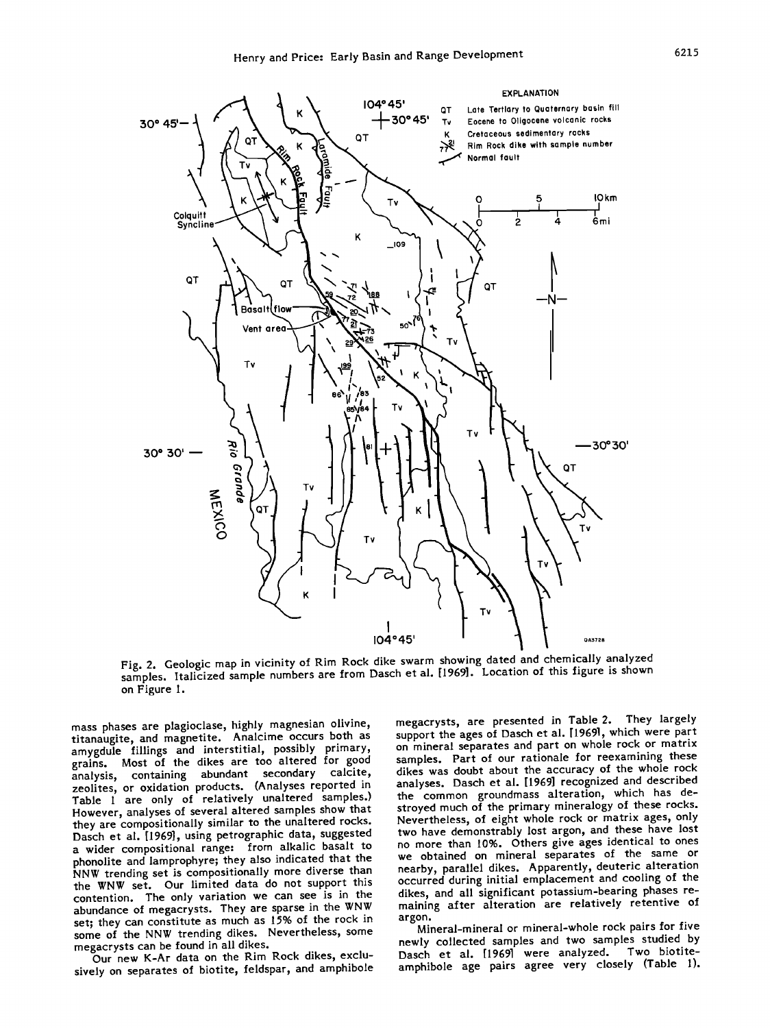Fig. 2. Geologic map in vicinity of Rim Rock dike swarm showing dated and chemically analyzed samples. Italicized sample numbers are from Dasch et al. [1969]. Location of this figure is shown on Figure 1.

mass phases are plagioclase, highly magnesian olivine, titanaugite, and magnetite. Analcime occurs both as amygdule fillings and interstitial, possibly primary, grains. Most of the dikes are too altered for good analysis, containing abundant secondary calcite, zeolites, or oxidation products. (Analyses reported in Table 1 are only of relatively unaltered samples.) However, analyses of several altered samples show that they are compositionally similar to the unaltered rocks. Dasch et al. [1969], using petrographic data, suggested a wider compositional range: from alkalic basalt to phonolite and lamprophyre; they also indicated that the NNW trending set is compositionally more diverse than the WNW set. Our limited data do not support this contention. The only variation we can see is in the abundance of megacrysts. They are sparse in the WNW set; they can constitute as much as 15% of the rock in some of the NNW trending dikes. Nevertheless, some megacrysts can be found in all dikes.

Our new K-Ar data on the Rim Rock dikes, exclusively on separates of biotite, feldspar, and amphibole megacrysts, are presented in Table 2. They largely support the ages of Dasch et al. [1969], which were part on mineral separates and part on whole rock or matrix samples. Part of our rationale for reexamining these dikes was doubt about the accuracy of the whole rock analyses. Dasch et al. [1969] recognized and described the common groundmass alteration, which has destroyed much of the primary mineralogy of these rocks. Nevertheless, of eight whole rock or matrix ages, only two have demonstrably lost argon, and these have lost no more than 10%. Others give ages identical to ones we obtained on mineral separates of the same or nearby, parallel dikes. Apparently, deuteric alteration occurred during initial emplacement and cooling of the dikes, and all significant potassium-bearing phases remaining after alteration are relatively retentive of argon.

Mineral-mineral or mineral-whole rock pairs for five newly collected samples and two samples studied by Dasch et al. [1969] were analyzed. Two biotite-amphibole age pairs agree very closely (Table 1).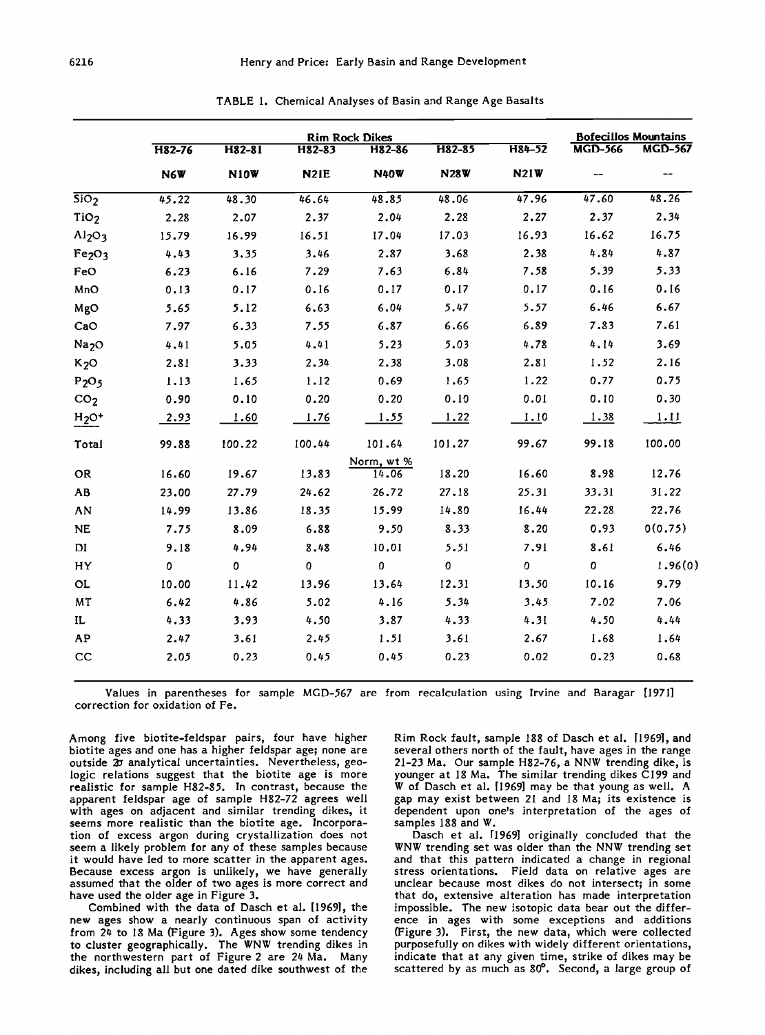TABLE 1. Chemical Analyses of Basin and Range Age Basalts

| | Rim Rock Dikes | | | | | | Bofecillos Mountains | |
|---|---|---|---|---|---|---|---|---|
| | H82-76 | H82-81 | H82-83 | H82-86 | H82-85 | H84-52 | MGD-566 | MGD-567 |
| | N6W | N10W | N21E | N40W | N28W | N21W | -- | -- |
| $SiO_2$ | 45.22 | 48.30 | 46.64 | 48.85 | 48.06 | 47.96 | 47.60 | 48.26 |
| $TiO_2$ | 2.28 | 2.07 | 2.37 | 2.04 | 2.28 | 2.27 | 2.37 | 2.34 |
| $Al_2O_3$ | 15.79 | 16.99 | 16.51 | 17.04 | 17.03 | 16.93 | 16.62 | 16.75 |
| $Fe_2O_3$ | 4.43 | 3.35 | 3.46 | 2.87 | 3.68 | 2.38 | 4.84 | 4.87 |
| FeO | 6.23 | 6.16 | 7.29 | 7.63 | 6.84 | 7.58 | 5.39 | 5.33 |
| MnO | 0.13 | 0.17 | 0.16 | 0.17 | 0.17 | 0.17 | 0.16 | 0.16 |
| MgO | 5.65 | 5.12 | 6.63 | 6.04 | 5.47 | 5.57 | 6.46 | 6.67 |
| CaO | 7.97 | 6.33 | 7.55 | 6.87 | 6.66 | 6.89 | 7.83 | 7.61 |
| $Na_2O$ | 4.41 | 5.05 | 4.41 | 5.23 | 5.03 | 4.78 | 4.14 | 3.69 |
| $K_2O$ | 2.81 | 3.33 | 2.34 | 2.38 | 3.08 | 2.81 | 1.52 | 2.16 |
| $P_2O_5$ | 1.13 | 1.65 | 1.12 | 0.69 | 1.65 | 1.22 | 0.77 | 0.75 |
| $CO_2$ | 0.90 | 0.10 | 0.20 | 0.20 | 0.10 | 0.01 | 0.10 | 0.30 |
| $H_2O^+$ | 2.93 | 1.60 | 1.76 | 1.55 | 1.22 | 1.10 | 1.38 | 1.11 |
| Total | 99.88 | 100.22 | 100.44 | 101.64 | 101.27 | 99.67 | 99.18 | 100.00 |
| | | | | Norm, wt % | | | | |
| OR | 16.60 | 19.67 | 13.83 | 14.06 | 18.20 | 16.60 | 8.98 | 12.76 |
| AB | 23.00 | 27.79 | 24.62 | 26.72 | 27.18 | 25.31 | 33.31 | 31.22 |
| AN | 14.99 | 13.86 | 18.35 | 15.99 | 14.80 | 16.44 | 22.28 | 22.76 |
| NE | 7.75 | 8.09 | 6.88 | 9.50 | 8.33 | 8.20 | 0.93 | 0(0.75) |
| DI | 9.18 | 4.94 | 8.48 | 10.01 | 5.51 | 7.91 | 8.61 | 6.46 |
| HY | 0 | 0 | 0 | 0 | 0 | 0 | 0 | 1.96(0) |
| OL | 10.00 | 11.42 | 13.96 | 13.64 | 12.31 | 13.50 | 10.16 | 9.79 |
| MT | 6.42 | 4.86 | 5.02 | 4.16 | 5.34 | 3.45 | 7.02 | 7.06 |
| IL | 4.33 | 3.93 | 4.50 | 3.87 | 4.33 | 4.31 | 4.50 | 4.44 |
| AP | 2.47 | 3.61 | 2.45 | 1.51 | 3.61 | 2.67 | 1.68 | 1.64 |
| CC | 2.05 | 0.23 | 0.45 | 0.45 | 0.23 | 0.02 | 0.23 | 0.68 |

Values in parentheses for sample MGD-567 are from recalculation using Irvine and Baragar [1971] correction for oxidation of Fe.

Among five biotite-feldspar pairs, four have higher biotite ages and one has a higher feldspar age; none are outside $2\sigma$ analytical uncertainties. Nevertheless, geologic relations suggest that the biotite age is more realistic for sample H82-85. In contrast, because the apparent feldspar age of sample H82-72 agrees well with ages on adjacent and similar trending dikes, it seems more realistic than the biotite age. Incorporation of excess argon during crystallization does not seem a likely problem for any of these samples because it would have led to more scatter in the apparent ages. Because excess argon is unlikely, we have generally assumed that the older of two ages is more correct and have used the older age in Figure 3.

Combined with the data of Dasch et al. [1969], the new ages show a nearly continuous span of activity from 24 to 18 Ma (Figure 3). Ages show some tendency to cluster geographically. The WNW trending dikes in the northwestern part of Figure 2 are 24 Ma. Many dikes, including all but one dated dike southwest of the Rim Rock fault, sample 188 of Dasch et al. [1969], and several others north of the fault, have ages in the range 21-23 Ma. Our sample H82-76, a NNW trending dike, is younger at 18 Ma. The similar trending dikes C199 and W of Dasch et al. [1969] may be that young as well. A gap may exist between 21 and 18 Ma; its existence is dependent upon one's interpretation of the ages of samples 188 and W.

Dasch et al. [1969] originally concluded that the WNW trending set was older than the NNW trending set and that this pattern indicated a change in regional stress orientations. Field data on relative ages are unclear because most dikes do not intersect; in some that do, extensive alteration has made interpretation impossible. The new isotopic data bear out the difference in ages with some exceptions and additions (Figure 3). First, the new data, which were collected purposefully on dikes with widely different orientations, indicate that at any given time, strike of dikes may be scattered by as much as 80°. Second, a large group of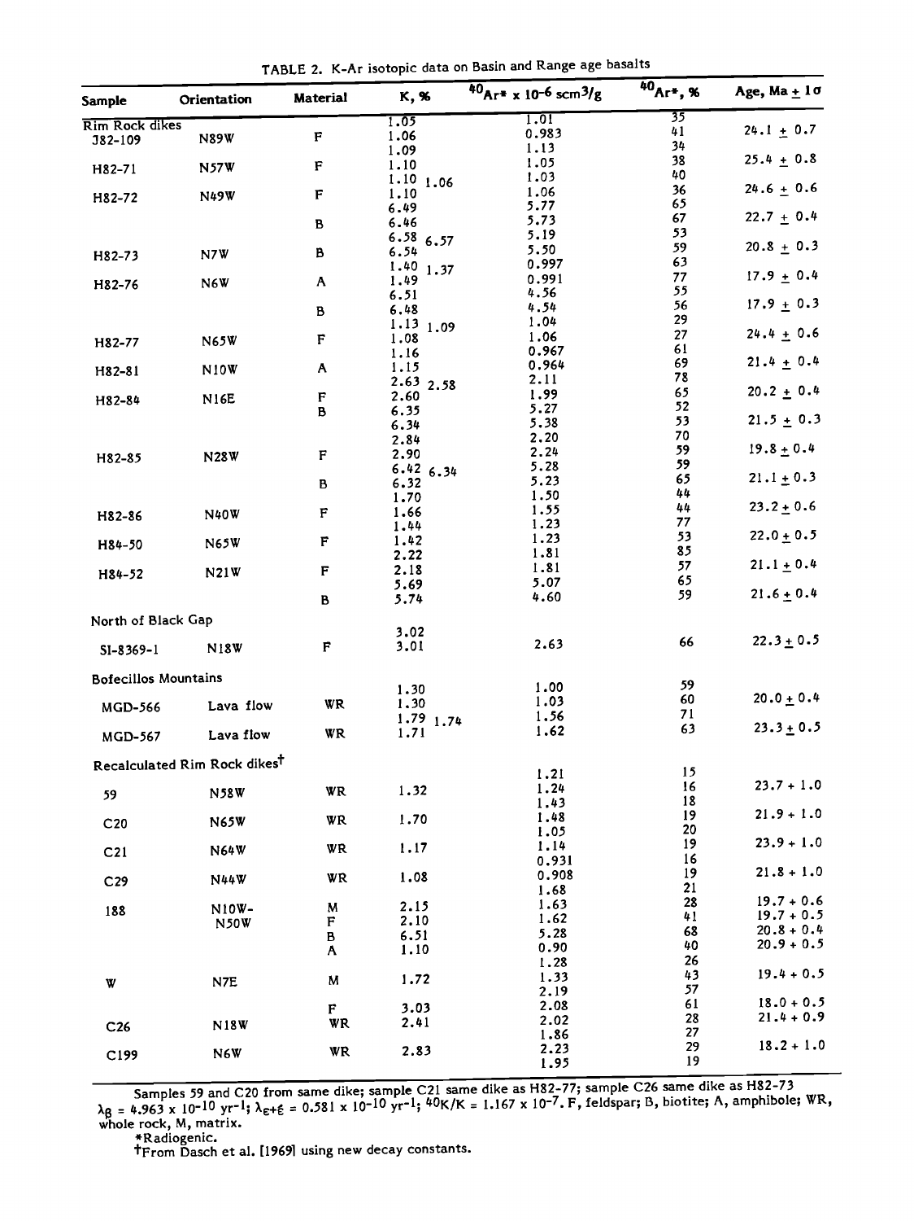TABLE 2. K-Ar isotopic data on Basin and Range age basalts

| Sample | Orientation | Material | K, % | $^{40}Ar^* \times 10^{-6}$ $scm^3/g$ | $^{40}Ar^*$, % | Age, Ma ± 1σ |
|---|---|---|---|---|---|---|
| Rim Rock dikes | | | 1.05 | 1.01 | 35 | |
| 382-109 | N89W | F | 1.06 | 0.983 | 41 | 24.1 ± 0.7 |
| | | | 1.09 | 1.13 | 34 | |
| H82-71 | N57W | F | 1.10 | 1.05 | 38 | 25.4 ± 0.8 |
| | | | 1.10 1.06 | 1.03 | 40 | |
| H82-72 | N49W | F | 1.10 | 1.06 | 36 | 24.6 ± 0.6 |
| | | | 6.49 | 5.77 | 65 | |
| | | B | 6.46 | 5.73 | 67 | 22.7 ± 0.4 |
| | | | 6.58 6.57 | 5.19 | 53 | |
| H82-73 | N7W | B | 6.54 | 5.50 | 59 | 20.8 ± 0.3 |
| | | | 1.40 1.37 | 0.997 | 63 | |
| H82-76 | N6W | A | 1.49 | 0.991 | 77 | 17.9 ± 0.4 |
| | | | 6.51 | 4.56 | 55 | |
| | | B | 6.48 | 4.54 | 56 | 17.9 ± 0.3 |
| | | | 1.13 1.09 | 1.04 | 29 | |
| H82-77 | N65W | F | 1.08 | 1.06 | 27 | 24.4 ± 0.6 |
| | | | 1.16 | 0.967 | 61 | |
| H82-81 | N10W | A | 1.15 | 0.964 | 69 | 21.4 ± 0.4 |
| | | | 2.63 2.58 | 2.11 | 78 | |
| H82-84 | N16E | F | 2.60 | 1.99 | 65 | 20.2 ± 0.4 |
| | | B | 6.35 | 5.27 | 52 | |
| | | | 6.34 | 5.38 | 53 | 21.5 ± 0.3 |
| | | | 2.84 | 2.20 | 70 | |
| H82-85 | N28W | F | 2.90 | 2.24 | 59 | 19.8 ± 0.4 |
| | | | 6.42 6.34 | 5.28 | 59 | |
| | | B | 6.32 | 5.23 | 65 | 21.1 ± 0.3 |
| | | | 1.70 | 1.50 | 44 | |
| H82-86 | N40W | F | 1.66 | 1.55 | 44 | 23.2 ± 0.6 |
| | | | 1.44 | 1.23 | 77 | |
| H84-50 | N65W | F | 1.42 | 1.23 | 53 | 22.0 ± 0.5 |
| | | | 2.22 | 1.81 | 85 | |
| H84-52 | N21W | F | 2.18 | 1.81 | 57 | 21.1 ± 0.4 |
| | | | 5.69 | 5.07 | 65 | |
| | | B | 5.74 | 4.60 | 59 | 21.6 ± 0.4 |
| North of Black Gap | | | | | | |
| | | | 3.02 | | | |
| SI-8369-1 | N18W | F | 3.01 | 2.63 | 66 | 22.3 ± 0.5 |
| Bofecillos Mountains | | | | | | |
| | | | 1.30 | 1.00 | 59 | |
| MGD-566 | Lava flow | WR | 1.30 | 1.03 | 60 | 20.0 ± 0.4 |
| | | | 1.79 1.74 | 1.56 | 71 | |
| MGD-567 | Lava flow | WR | 1.71 | 1.62 | 63 | 23.3 ± 0.5 |
| Recalculated Rim Rock dikes† | | | | | | |
| | | | | 1.21 | 15 | |
| 59 | N58W | WR | 1.32 | 1.24 | 16 | 23.7 + 1.0 |
| | | | | 1.43 | 18 | |
| C20 | N65W | WR | 1.70 | 1.48 | 19 | 21.9 + 1.0 |
| | | | | 1.05 | 20 | |
| C21 | N64W | WR | 1.17 | 1.14 | 19 | 23.9 + 1.0 |
| | | | | 0.931 | 16 | |
| C29 | N44W | WR | 1.08 | 0.908 | 19 | 21.8 + 1.0 |
| | | | | 1.68 | 21 | |
| 188 | N10W- | M | 2.15 | 1.63 | 28 | 19.7 + 0.6 |
| | N50W | F | 2.10 | 1.62 | 41 | 19.7 + 0.5 |
| | | B | 6.51 | 5.28 | 68 | 20.8 + 0.4 |
| | | A | 1.10 | 0.90 | 40 | 20.9 + 0.5 |
| | | | | 1.28 | 26 | |
| W | N7E | M | 1.72 | 1.33 | 43 | 19.4 + 0.5 |
| | | | | 2.19 | 57 | |
| | | F | 3.03 | 2.08 | 61 | 18.0 + 0.5 |
| C26 | N18W | WR | 2.41 | 2.02 | 28 | 21.4 + 0.9 |
| | | | | 1.86 | 27 | |
| C199 | N6W | WR | 2.83 | 2.23 | 29 | 18.2 + 1.0 |
| | | | | 1.95 | 19 | |

Samples 59 and C20 from same dike; sample C21 same dike as H82-77; sample C26 same dike as H82-73
$\lambda_\beta = 4.963 \times 10^{-10}$ $yr^{-1}$; $\lambda_{\epsilon+\epsilon'} = 0.581 \times 10^{-10}$ $yr^{-1}$; $^{40}K/K = 1.167 \times 10^{-7}$. F, feldspar; B, biotite; A, amphibole; WR, whole rock, M, matrix.

*Radiogenic.

†From Dasch et al. [1969] using new decay constants.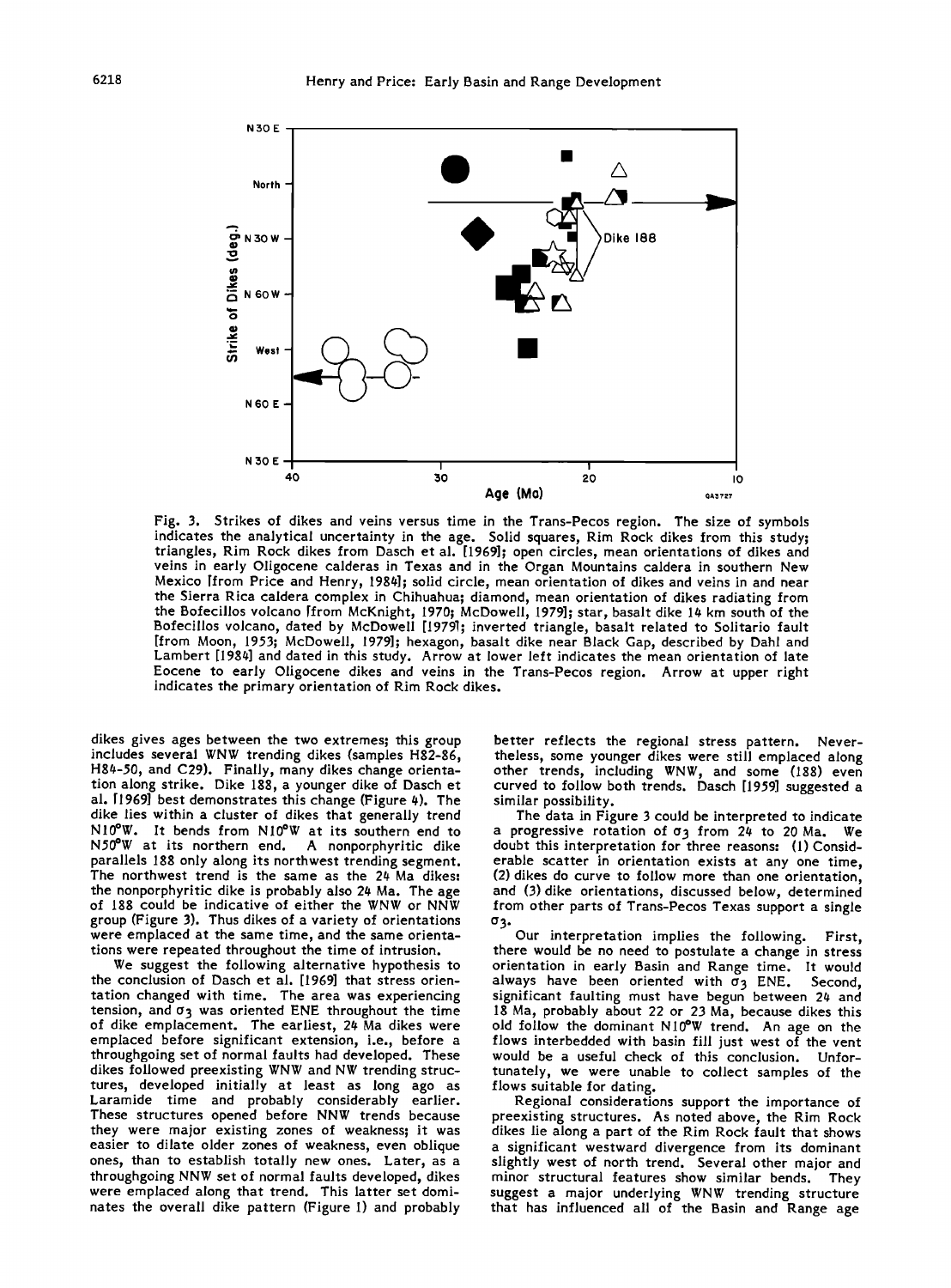Fig. 3. Strikes of dikes and veins versus time in the Trans-Pecos region. The size of symbols indicates the analytical uncertainty in the age. Solid squares, Rim Rock dikes from this study; triangles, Rim Rock dikes from Dasch et al. [1969]; open circles, mean orientations of dikes and veins in early Oligocene calderas in Texas and in the Organ Mountains caldera in southern New Mexico [from Price and Henry, 1984]; solid circle, mean orientation of dikes and veins in and near the Sierra Rica caldera complex in Chihuahua; diamond, mean orientation of dikes radiating from the Bofecillos volcano [from McKnight, 1970; McDowell, 1979]; inverted triangle, basalt related to Solitario fault [from Moon, 1953; McDowell, 1979]; star, basalt dike 14 km south of the Bofecillos volcano, dated by McDowell [1979]; hexagon, basalt dike near Black Gap, described by Dahl and Lambert [1984] and dated in this study. Arrow at lower left indicates the mean orientation of late Eocene to early Oligocene dikes and veins in the Trans-Pecos region. Arrow at upper right indicates the primary orientation of Rim Rock dikes.

dikes gives ages between the two extremes; this group includes several WNW trending dikes (samples H82-86, H84-50, and C29). Finally, many dikes change orientation along strike. Dike 188, a younger dike of Dasch et al. [1969] best demonstrates this change (Figure 4). The dike lies within a cluster of dikes that generally trend N10°W. It bends from N10°W at its southern end to N50°W at its northern end. A nonporphyritic dike parallels 188 only along its northwest trending segment. The northwest trend is the same as the 24 Ma dikes: the nonporphyritic dike is probably also 24 Ma. The age of 188 could be indicative of either the WNW or NNW group (Figure 3). Thus dikes of a variety of orientations were emplaced at the same time, and the same orientations were repeated throughout the time of intrusion.

We suggest the following alternative hypothesis to the conclusion of Dasch et al. [1969] that stress orientation changed with time. The area was experiencing tension, and $\sigma_3$ was oriented ENE throughout the time of dike emplacement. The earliest, 24 Ma dikes were emplaced before significant extension, i.e., before a throughgoing set of normal faults had developed. These dikes followed preexisting WNW and NW trending structures, developed initially at least as long ago as Laramide time and probably considerably earlier. These structures opened before NNW trends because they were major existing zones of weakness; it was easier to dilate older zones of weakness, even oblique ones, than to establish totally new ones. Later, as a throughgoing NNW set of normal faults developed, dikes were emplaced along that trend. This latter set dominates the overall dike pattern (Figure 1) and probably better reflects the regional stress pattern. Nevertheless, some younger dikes were still emplaced along other trends, including WNW, and some (188) even curved to follow both trends. Dasch [1959] suggested a similar possibility.

The data in Figure 3 could be interpreted to indicate a progressive rotation of $\sigma_3$ from 24 to 20 Ma. We doubt this interpretation for three reasons: (1) Considerable scatter in orientation exists at any one time, (2) dikes do curve to follow more than one orientation, and (3) dike orientations, discussed below, determined from other parts of Trans-Pecos Texas support a single $\sigma_3$.

Our interpretation implies the following. First, there would be no need to postulate a change in stress orientation in early Basin and Range time. It would always have been oriented with $\sigma_3$ ENE. Second, significant faulting must have begun between 24 and 18 Ma, probably about 22 or 23 Ma, because dikes this old follow the dominant N10°W trend. An age on the flows interbedded with basin fill just west of the vent would be a useful check of this conclusion. Unfortunately, we were unable to collect samples of the flows suitable for dating.

Regional considerations support the importance of preexisting structures. As noted above, the Rim Rock dikes lie along a part of the Rim Rock fault that shows a significant westward divergence from its dominant slightly west of north trend. Several other major and minor structural features show similar bends. They suggest a major underlying WNW trending structure that has influenced all of the Basin and Range age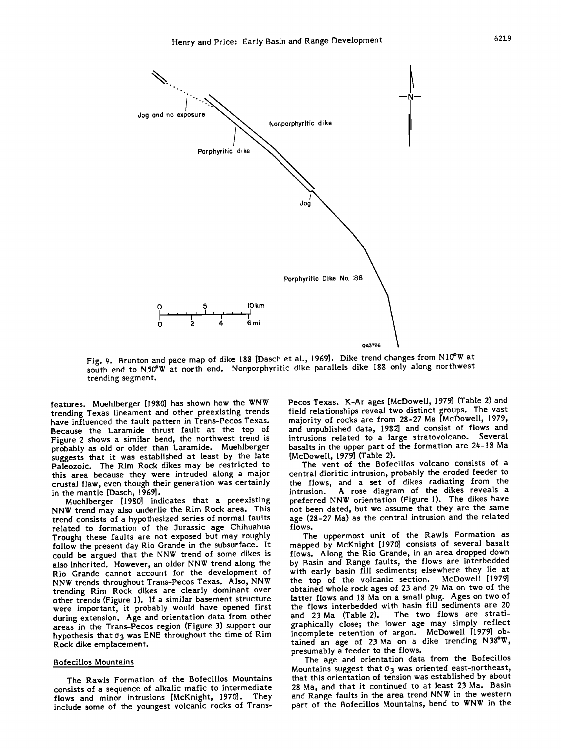Fig. 4. Brunton and pace map of dike 188 [Dasch et al., 1969]. Dike trend changes from N10°W at south end to N50°W at north end. Nonporphyritic dike parallels dike 188 only along northwest trending segment.

features. Muehlberger [1980] has shown how the WNW trending Texas lineament and other preexisting trends have influenced the fault pattern in Trans-Pecos Texas. Because the Laramide thrust fault at the top of Figure 2 shows a similar bend, the northwest trend is probably as old or older than Laramide. Muehlberger suggests that it was established at least by the late Paleozoic. The Rim Rock dikes may be restricted to this area because they were intruded along a major crustal flaw, even though their generation was certainly in the mantle [Dasch, 1969].

Muehlberger [1980] indicates that a preexisting NNW trend may also underlie the Rim Rock area. This trend consists of a hypothesized series of normal faults related to formation of the Jurassic age Chihuahua Trough; these faults are not exposed but may roughly follow the present day Rio Grande in the subsurface. It could be argued that the NNW trend of some dikes is also inherited. However, an older NNW trend along the Rio Grande cannot account for the development of NNW trends throughout Trans-Pecos Texas. Also, NNW trending Rim Rock dikes are clearly dominant over other trends (Figure 1). If a similar basement structure were important, it probably would have opened first during extension. Age and orientation data from other areas in the Trans-Pecos region (Figure 3) support our hypothesis that $\sigma_3$ was ENE throughout the time of Rim Rock dike emplacement.

### Bofecillos Mountains

The Rawls Formation of the Bofecillos Mountains consists of a sequence of alkalic mafic to intermediate flows and minor intrusions [McKnight, 1970]. They include some of the youngest volcanic rocks of Trans-Pecos Texas. K-Ar ages [McDowell, 1979] (Table 2) and field relationships reveal two distinct groups. The vast majority of rocks are from 28-27 Ma [McDowell, 1979, and unpublished data, 1982] and consist of flows and intrusions related to a large stratovolcano. Several basalts in the upper part of the formation are 24-18 Ma [McDowell, 1979] (Table 2).

The vent of the Bofecillos volcano consists of a central dioritic intrusion, probably the eroded feeder to the flows, and a set of dikes radiating from the intrusion. A rose diagram of the dikes reveals a preferred NNW orientation (Figure 1). The dikes have not been dated, but we assume that they are the same age (28-27 Ma) as the central intrusion and the related flows.

The uppermost unit of the Rawls Formation as mapped by McKnight [1970] consists of several basalt flows. Along the Rio Grande, in an area dropped down by Basin and Range faults, the flows are interbedded with early basin fill sediments; elsewhere they lie at the top of the volcanic section. McDowell [1979] obtained whole rock ages of 23 and 24 Ma on two of the latter flows and 18 Ma on a small plug. Ages on two of the flows interbedded with basin fill sediments are 20 and 23 Ma (Table 2). The two flows are stratigraphically close; the lower age may simply reflect incomplete retention of argon. McDowell [1979] obtained an age of 23 Ma on a dike trending N38°W, presumably a feeder to the flows.

The age and orientation data from the Bofecillos Mountains suggest that $\sigma_3$ was oriented east-northeast, that this orientation of tension was established by about 28 Ma, and that it continued to at least 23 Ma. Basin and Range faults in the area trend NNW in the western part of the Bofecillos Mountains, bend to WNW in the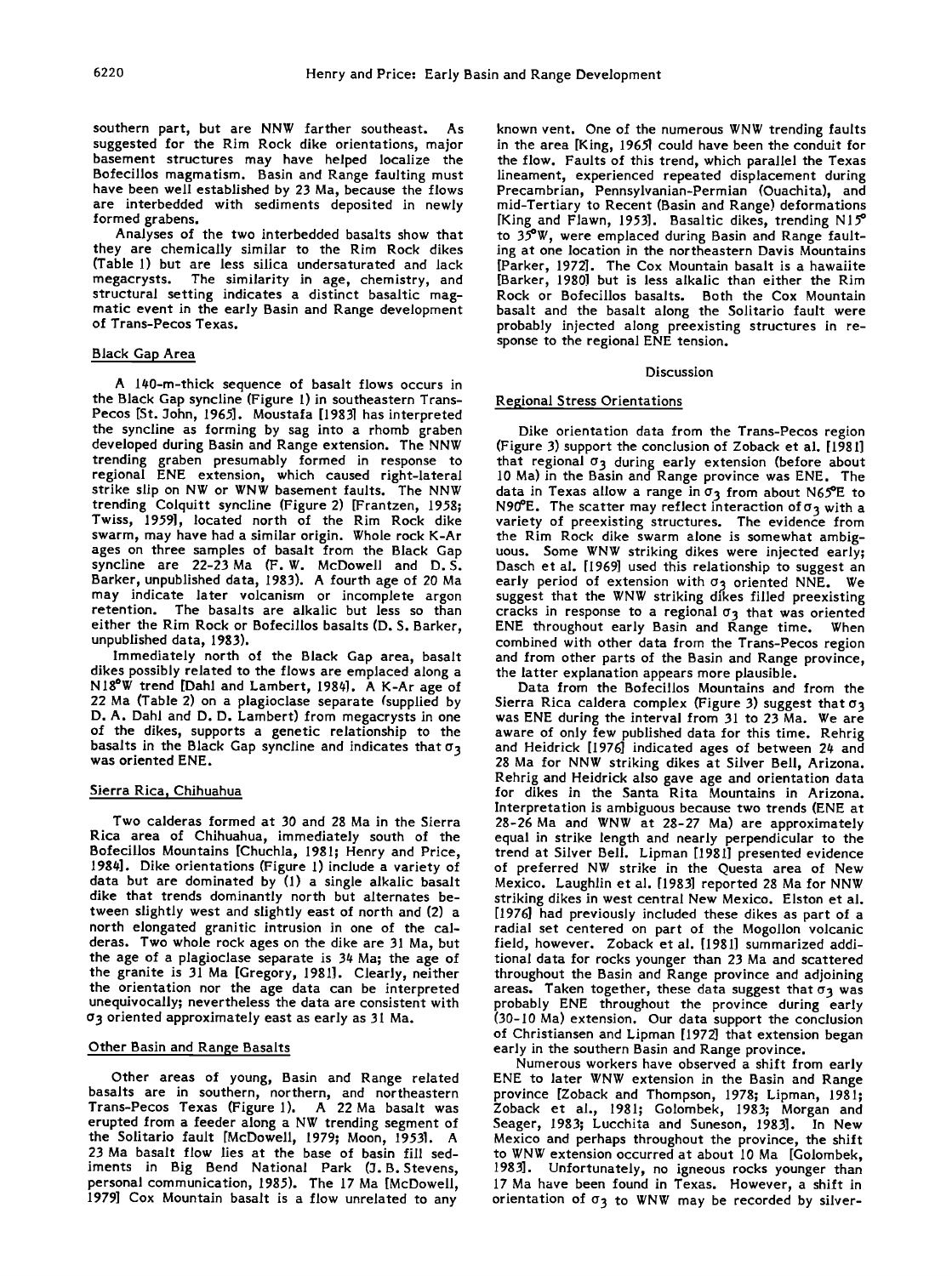southern part, but are NNW farther southeast. As suggested for the Rim Rock dike orientations, major basement structures may have helped localize the Bofecillos magmatism. Basin and Range faulting must have been well established by 23 Ma, because the flows are interbedded with sediments deposited in newly formed grabens.

Analyses of the two interbedded basalts show that they are chemically similar to the Rim Rock dikes (Table 1) but are less silica undersaturated and lack megacrysts. The similarity in age, chemistry, and structural setting indicates a distinct basaltic magmatic event in the early Basin and Range development of Trans-Pecos Texas.

### Black Gap Area

A 140-m-thick sequence of basalt flows occurs in the Black Gap syncline (Figure 1) in southeastern Trans-Pecos [St. John, 1965]. Moustafa [1983] has interpreted the syncline as forming by sag into a rhomb graben developed during Basin and Range extension. The NNW trending graben presumably formed in response to regional ENE extension, which caused right-lateral strike slip on NW or WNW basement faults. The NNW trending Colquitt syncline (Figure 2) [Frantzen, 1958; Twiss, 1959], located north of the Rim Rock dike swarm, may have had a similar origin. Whole rock K-Ar ages on three samples of basalt from the Black Gap syncline are 22-23 Ma (F. W. McDowell and D. S. Barker, unpublished data, 1983). A fourth age of 20 Ma may indicate later volcanism or incomplete argon retention. The basalts are alkalic but less so than either the Rim Rock or Bofecillos basalts (D. S. Barker, unpublished data, 1983).

Immediately north of the Black Gap area, basalt dikes possibly related to the flows are emplaced along a N18°W trend [Dahl and Lambert, 1984]. A K-Ar age of 22 Ma (Table 2) on a plagioclase separate (supplied by D. A. Dahl and D. D. Lambert) from megacrysts in one of the dikes, supports a genetic relationship to the basalts in the Black Gap syncline and indicates that $\sigma_3$ was oriented ENE.

### Sierra Rica, Chihuahua

Two calderas formed at 30 and 28 Ma in the Sierra Rica area of Chihuahua, immediately south of the Bofecillos Mountains [Chuchla, 1981; Henry and Price, 1984]. Dike orientations (Figure 1) include a variety of data but are dominated by (1) a single alkalic basalt dike that trends dominantly north but alternates between slightly west and slightly east of north and (2) a north elongated granitic intrusion in one of the calderas. Two whole rock ages on the dike are 31 Ma, but the age of a plagioclase separate is 34 Ma; the age of the granite is 31 Ma [Gregory, 1981]. Clearly, neither the orientation nor the age data can be interpreted unequivocally; nevertheless the data are consistent with $\sigma_3$ oriented approximately east as early as 31 Ma.

### Other Basin and Range Basalts

Other areas of young, Basin and Range related basalts are in southern, northern, and northeastern Trans-Pecos Texas (Figure 1). A 22 Ma basalt was erupted from a feeder along a NW trending segment of the Solitario fault [McDowell, 1979; Moon, 1953]. A 23 Ma basalt flow lies at the base of basin fill sediments in Big Bend National Park (J. B. Stevens, personal communication, 1985). The 17 Ma [McDowell, 1979] Cox Mountain basalt is a flow unrelated to any known vent. One of the numerous WNW trending faults in the area [King, 1965] could have been the conduit for the flow. Faults of this trend, which parallel the Texas lineament, experienced repeated displacement during Precambrian, Pennsylvanian-Permian (Ouachita), and mid-Tertiary to Recent (Basin and Range) deformations [King and Flawn, 1953]. Basaltic dikes, trending N15° to 35°W, were emplaced during Basin and Range faulting at one location in the northeastern Davis Mountains [Parker, 1972]. The Cox Mountain basalt is a hawaiite [Barker, 1980] but is less alkalic than either the Rim Rock or Bofecillos basalts. Both the Cox Mountain basalt and the basalt along the Solitario fault were probably injected along preexisting structures in response to the regional ENE tension.

## Discussion

### Regional Stress Orientations

Dike orientation data from the Trans-Pecos region (Figure 3) support the conclusion of Zoback et al. [1981] that regional $\sigma_3$ during early extension (before about 10 Ma) in the Basin and Range province was ENE. The data in Texas allow a range in $\sigma_3$ from about N65°E to N90°E. The scatter may reflect interaction of $\sigma_3$ with a variety of preexisting structures. The evidence from the Rim Rock dike swarm alone is somewhat ambiguous. Some WNW striking dikes were injected early; Dasch et al. [1969] used this relationship to suggest an early period of extension with $\sigma_3$ oriented NNE. We suggest that the WNW striking dikes filled preexisting cracks in response to a regional $\sigma_3$ that was oriented ENE throughout early Basin and Range time. When combined with other data from the Trans-Pecos region and from other parts of the Basin and Range province, the latter explanation appears more plausible.

Data from the Bofecillos Mountains and from the Sierra Rica caldera complex (Figure 3) suggest that $\sigma_3$ was ENE during the interval from 31 to 23 Ma. We are aware of only few published data for this time. Rehrig and Heidrick [1976] indicated ages of between 24 and 28 Ma for NNW striking dikes at Silver Bell, Arizona. Rehrig and Heidrick also gave age and orientation data for dikes in the Santa Rita Mountains in Arizona. Interpretation is ambiguous because two trends (ENE at 28-26 Ma and WNW at 28-27 Ma) are approximately equal in strike length and nearly perpendicular to the trend at Silver Bell. Lipman [1981] presented evidence of preferred NW strike in the Questa area of New Mexico. Laughlin et al. [1983] reported 28 Ma for NNW striking dikes in west central New Mexico. Elston et al. [1976] had previously included these dikes as part of a radial set centered on part of the Mogollon volcanic field, however. Zoback et al. [1981] summarized additional data for rocks younger than 23 Ma and scattered throughout the Basin and Range province and adjoining areas. Taken together, these data suggest that $\sigma_3$ was probably ENE throughout the province during early (30-10 Ma) extension. Our data support the conclusion of Christiansen and Lipman [1972] that extension began early in the southern Basin and Range province.

Numerous workers have observed a shift from early ENE to later WNW extension in the Basin and Range province [Zoback and Thompson, 1978; Lipman, 1981; Zoback et al., 1981; Golombek, 1983; Morgan and Seager, 1983; Lucchitta and Suneson, 1983]. In New Mexico and perhaps throughout the province, the shift to WNW extension occurred at about 10 Ma [Golombek, 1983]. Unfortunately, no igneous rocks younger than 17 Ma have been found in Texas. However, a shift in orientation of $\sigma_3$ to WNW may be recorded by silver-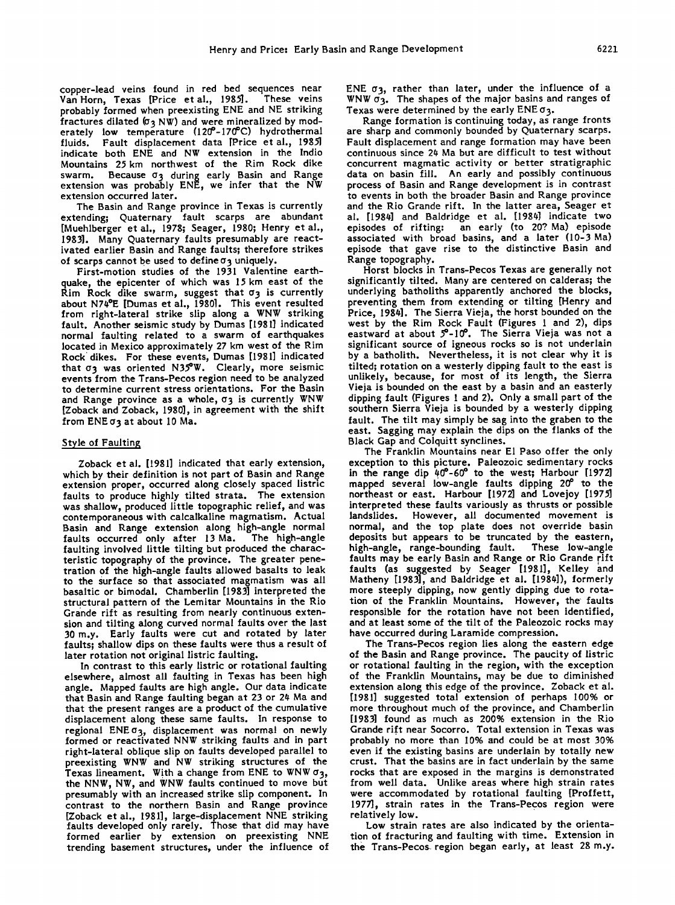copper-lead veins found in red bed sequences near Van Horn, Texas [Price et al., 1985]. These veins probably formed when preexisting ENE and NE striking fractures dilated ($\sigma_3$ NW) and were mineralized by moderately low temperature (120°-170°C) hydrothermal fluids. Fault displacement data [Price et al., 1985] indicate both ENE and NW extension in the Indio Mountains 25 km northwest of the Rim Rock dike swarm. Because $\sigma_3$ during early Basin and Range extension was probably ENE, we infer that the NW extension occurred later.

The Basin and Range province in Texas is currently extending; Quaternary fault scarps are abundant [Muehlberger et al., 1978; Seager, 1980; Henry et al., 1983]. Many Quaternary faults presumably are reactivated earlier Basin and Range faults; therefore strikes of scarps cannot be used to define $\sigma_3$ uniquely.

First-motion studies of the 1931 Valentine earthquake, the epicenter of which was 15 km east of the Rim Rock dike swarm, suggest that $\sigma_3$ is currently about N74°E [Dumas et al., 1980]. This event resulted from right-lateral strike slip along a WNW striking fault. Another seismic study by Dumas [1981] indicated normal faulting related to a swarm of earthquakes located in Mexico approximately 27 km west of the Rim Rock dikes. For these events, Dumas [1981] indicated that $\sigma_3$ was oriented N35°W. Clearly, more seismic events from the Trans-Pecos region need to be analyzed to determine current stress orientations. For the Basin and Range province as a whole, $\sigma_3$ is currently WNW [Zoback and Zoback, 1980], in agreement with the shift from ENE $\sigma_3$ at about 10 Ma.

## Style of Faulting

Zoback et al. [1981] indicated that early extension, which by their definition is not part of Basin and Range extension proper, occurred along closely spaced listric faults to produce highly tilted strata. The extension was shallow, produced little topographic relief, and was contemporaneous with calcalkaline magmatism. Actual Basin and Range extension along high-angle normal faults occurred only after 13 Ma. The high-angle faulting involved little tilting but produced the characteristic topography of the province. The greater penetration of the high-angle faults allowed basalts to leak to the surface so that associated magmatism was all basaltic or bimodal. Chamberlin [1983] interpreted the structural pattern of the Lemitar Mountains in the Rio Grande rift as resulting from nearly continuous extension and tilting along curved normal faults over the last 30 m.y. Early faults were cut and rotated by later faults; shallow dips on these faults were thus a result of later rotation not original listric faulting.

In contrast to this early listric or rotational faulting elsewhere, almost all faulting in Texas has been high angle. Mapped faults are high angle. Our data indicate that Basin and Range faulting began at 23 or 24 Ma and that the present ranges are a product of the cumulative displacement along these same faults. In response to regional ENE $\sigma_3$, displacement was normal on newly formed or reactivated NNW striking faults and in part right-lateral oblique slip on faults developed parallel to preexisting WNW and NW striking structures of the Texas lineament. With a change from ENE to WNW $\sigma_3$, the NNW, NW, and WNW faults continued to move but presumably with an increased strike slip component. In contrast to the northern Basin and Range province [Zoback et al., 1981], large-displacement NNE striking faults developed only rarely. Those that did may have formed earlier by extension on preexisting NNE trending basement structures, under the influence of ENE $\sigma_3$, rather than later, under the influence of a WNW $\sigma_3$. The shapes of the major basins and ranges of Texas were determined by the early ENE $\sigma_3$.

Range formation is continuing today, as range fronts are sharp and commonly bounded by Quaternary scarps. Fault displacement and range formation may have been continuous since 24 Ma but are difficult to test without concurrent magmatic activity or better stratigraphic data on basin fill. An early and possibly continuous process of Basin and Range development is in contrast to events in both the broader Basin and Range province and the Rio Grande rift. In the latter area, Seager et al. [1984] and Baldridge et al. [1984] indicate two episodes of rifting: an early (to 20? Ma) episode associated with broad basins, and a later (10-3 Ma) episode that gave rise to the distinctive Basin and Range topography.

Horst blocks in Trans-Pecos Texas are generally not significantly tilted. Many are centered on calderas; the underlying batholiths apparently anchored the blocks, preventing them from extending or tilting [Henry and Price, 1984]. The Sierra Vieja, the horst bounded on the west by the Rim Rock Fault (Figures 1 and 2), dips eastward at about 5°-10°. The Sierra Vieja was not a significant source of igneous rocks so is not underlain by a batholith. Nevertheless, it is not clear why it is tilted; rotation on a westerly dipping fault to the east is unlikely, because, for most of its length, the Sierra Vieja is bounded on the east by a basin and an easterly dipping fault (Figures 1 and 2). Only a small part of the southern Sierra Vieja is bounded by a westerly dipping fault. The tilt may simply be sag into the graben to the east. Sagging may explain the dips on the flanks of the Black Gap and Colquitt synclines.

The Franklin Mountains near El Paso offer the only exception to this picture. Paleozoic sedimentary rocks in the range dip 40°-60° to the west; Harbour [1972] mapped several low-angle faults dipping 20° to the northeast or east. Harbour [1972] and Lovejoy [1975] interpreted these faults variously as thrusts or possible landslides. However, all documented movement is normal, and the top plate does not override basin deposits but appears to be truncated by the eastern, high-angle, range-bounding fault. These low-angle faults may be early Basin and Range or Rio Grande rift faults (as suggested by Seager [1981], Kelley and Matheny [1983], and Baldridge et al. [1984]), formerly more steeply dipping, now gently dipping due to rotation of the Franklin Mountains. However, the faults responsible for the rotation have not been identified, and at least some of the tilt of the Paleozoic rocks may have occurred during Laramide compression.

The Trans-Pecos region lies along the eastern edge of the Basin and Range province. The paucity of listric or rotational faulting in the region, with the exception of the Franklin Mountains, may be due to diminished extension along this edge of the province. Zoback et al. [1981] suggested total extension of perhaps 100% or more throughout much of the province, and Chamberlin [1983] found as much as 200% extension in the Rio Grande rift near Socorro. Total extension in Texas was probably no more than 10% and could be at most 30% even if the existing basins are underlain by totally new crust. That the basins are in fact underlain by the same rocks that are exposed in the margins is demonstrated from well data. Unlike areas where high strain rates were accommodated by rotational faulting [Proffett, 1977], strain rates in the Trans-Pecos region were relatively low.

Low strain rates are also indicated by the orientation of fracturing and faulting with time. Extension in the Trans-Pecos region began early, at least 28 m.y.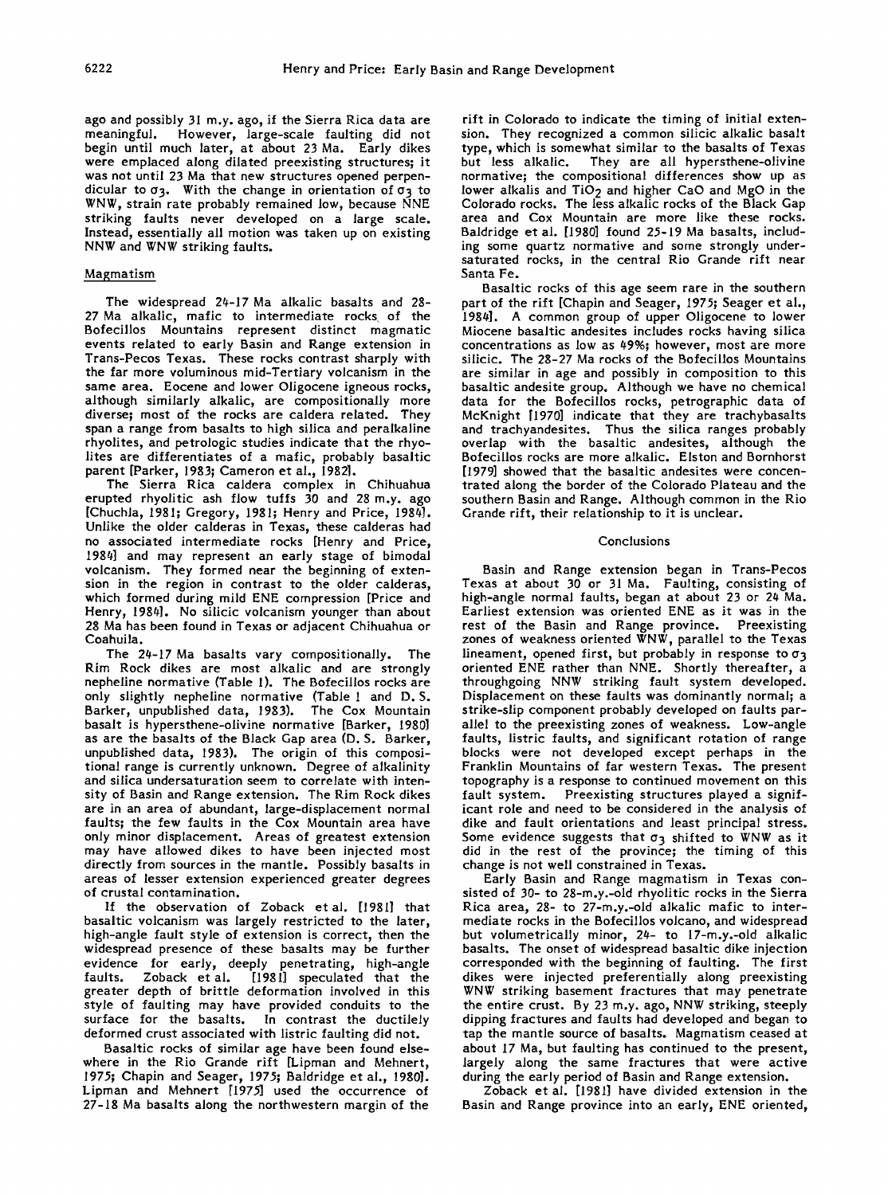ago and possibly 31 m.y. ago, if the Sierra Rica data are meaningful. However, large-scale faulting did not begin until much later, at about 23 Ma. Early dikes were emplaced along dilated preexisting structures; it was not until 23 Ma that new structures opened perpendicular to $\sigma_3$. With the change in orientation of $\sigma_3$ to WNW, strain rate probably remained low, because NNE striking faults never developed on a large scale. Instead, essentially all motion was taken up on existing NNW and WNW striking faults.

### Magmatism

The widespread 24-17 Ma alkalic basalts and 28-27 Ma alkalic, mafic to intermediate rocks of the Bofecillos Mountains represent distinct magmatic events related to early Basin and Range extension in Trans-Pecos Texas. These rocks contrast sharply with the far more voluminous mid-Tertiary volcanism in the same area. Eocene and lower Oligocene igneous rocks, although similarly alkalic, are compositionally more diverse; most of the rocks are caldera related. They span a range from basalts to high silica and peralkaline rhyolites, and petrologic studies indicate that the rhyolites are differentiates of a mafic, probably basaltic parent [Parker, 1983; Cameron et al., 1982].

The Sierra Rica caldera complex in Chihuahua erupted rhyolitic ash flow tuffs 30 and 28 m.y. ago [Chuchla, 1981; Gregory, 1981; Henry and Price, 1984]. Unlike the older calderas in Texas, these calderas had no associated intermediate rocks [Henry and Price, 1984] and may represent an early stage of bimodal volcanism. They formed near the beginning of extension in the region in contrast to the older calderas, which formed during mild ENE compression [Price and Henry, 1984]. No silicic volcanism younger than about 28 Ma has been found in Texas or adjacent Chihuahua or Coahuila.

The 24-17 Ma basalts vary compositionally. The Rim Rock dikes are most alkalic and are strongly nepheline normative (Table 1). The Bofecillos rocks are only slightly nepheline normative (Table 1 and D. S. Barker, unpublished data, 1983). The Cox Mountain basalt is hypersthene-olivine normative [Barker, 1980] as are the basalts of the Black Gap area (D. S. Barker, unpublished data, 1983). The origin of this compositional range is currently unknown. Degree of alkalinity and silica undersaturation seem to correlate with intensity of Basin and Range extension. The Rim Rock dikes are in an area of abundant, large-displacement normal faults; the few faults in the Cox Mountain area have only minor displacement. Areas of greatest extension may have allowed dikes to have been injected most directly from sources in the mantle. Possibly basalts in areas of lesser extension experienced greater degrees of crustal contamination.

If the observation of Zoback et al. [1981] that basaltic volcanism was largely restricted to the later, high-angle fault style of extension is correct, then the widespread presence of these basalts may be further evidence for early, deeply penetrating, high-angle faults. Zoback et al. [1981] speculated that the greater depth of brittle deformation involved in this style of faulting may have provided conduits to the surface for the basalts. In contrast the ductilely deformed crust associated with listric faulting did not.

Basaltic rocks of similar age have been found elsewhere in the Rio Grande rift [Lipman and Mehnert, 1975; Chapin and Seager, 1975; Baldridge et al., 1980]. Lipman and Mehnert [1975] used the occurrence of 27-18 Ma basalts along the northwestern margin of the rift in Colorado to indicate the timing of initial extension. They recognized a common silicic alkalic basalt type, which is somewhat similar to the basalts of Texas but less alkalic. They are all hypersthene-olivine normative; the compositional differences show up as lower alkalis and $TiO_2$ and higher CaO and MgO in the Colorado rocks. The less alkalic rocks of the Black Gap area and Cox Mountain are more like these rocks. Baldridge et al. [1980] found 25-19 Ma basalts, including some quartz normative and some strongly undersaturated rocks, in the central Rio Grande rift near Santa Fe.

Basaltic rocks of this age seem rare in the southern part of the rift [Chapin and Seager, 1975; Seager et al., 1984]. A common group of upper Oligocene to lower Miocene basaltic andesites includes rocks having silica concentrations as low as 49%; however, most are more silicic. The 28-27 Ma rocks of the Bofecillos Mountains are similar in age and possibly in composition to this basaltic andesite group. Although we have no chemical data for the Bofecillos rocks, petrographic data of McKnight [1970] indicate that they are trachybasalts and trachyandesites. Thus the silica ranges probably overlap with the basaltic andesites, although the Bofecillos rocks are more alkalic. Elston and Bornhorst [1979] showed that the basaltic andesites were concentrated along the border of the Colorado Plateau and the southern Basin and Range. Although common in the Rio Grande rift, their relationship to it is unclear.

## Conclusions

Basin and Range extension began in Trans-Pecos Texas at about 30 or 31 Ma. Faulting, consisting of high-angle normal faults, began at about 23 or 24 Ma. Earliest extension was oriented ENE as it was in the rest of the Basin and Range province. Preexisting zones of weakness oriented WNW, parallel to the Texas lineament, opened first, but probably in response to $\sigma_3$ oriented ENE rather than NNE. Shortly thereafter, a throughgoing NNW striking fault system developed. Displacement on these faults was dominantly normal; a strike-slip component probably developed on faults parallel to the preexisting zones of weakness. Low-angle faults, listric faults, and significant rotation of range blocks were not developed except perhaps in the Franklin Mountains of far western Texas. The present topography is a response to continued movement on this fault system. Preexisting structures played a significant role and need to be considered in the analysis of dike and fault orientations and least principal stress. Some evidence suggests that $\sigma_3$ shifted to WNW as it did in the rest of the province; the timing of this change is not well constrained in Texas.

Early Basin and Range magmatism in Texas consisted of 30- to 28-m.y.-old rhyolitic rocks in the Sierra Rica area, 28- to 27-m.y.-old alkalic mafic to intermediate rocks in the Bofecillos volcano, and widespread but volumetrically minor, 24- to 17-m.y.-old alkalic basalts. The onset of widespread basaltic dike injection corresponded with the beginning of faulting. The first dikes were injected preferentially along preexisting WNW striking basement fractures that may penetrate the entire crust. By 23 m.y. ago, NNW striking, steeply dipping fractures and faults had developed and began to tap the mantle source of basalts. Magmatism ceased at about 17 Ma, but faulting has continued to the present, largely along the same fractures that were active during the early period of Basin and Range extension.

Zoback et al. [1981] have divided extension in the Basin and Range province into an early, ENE oriented,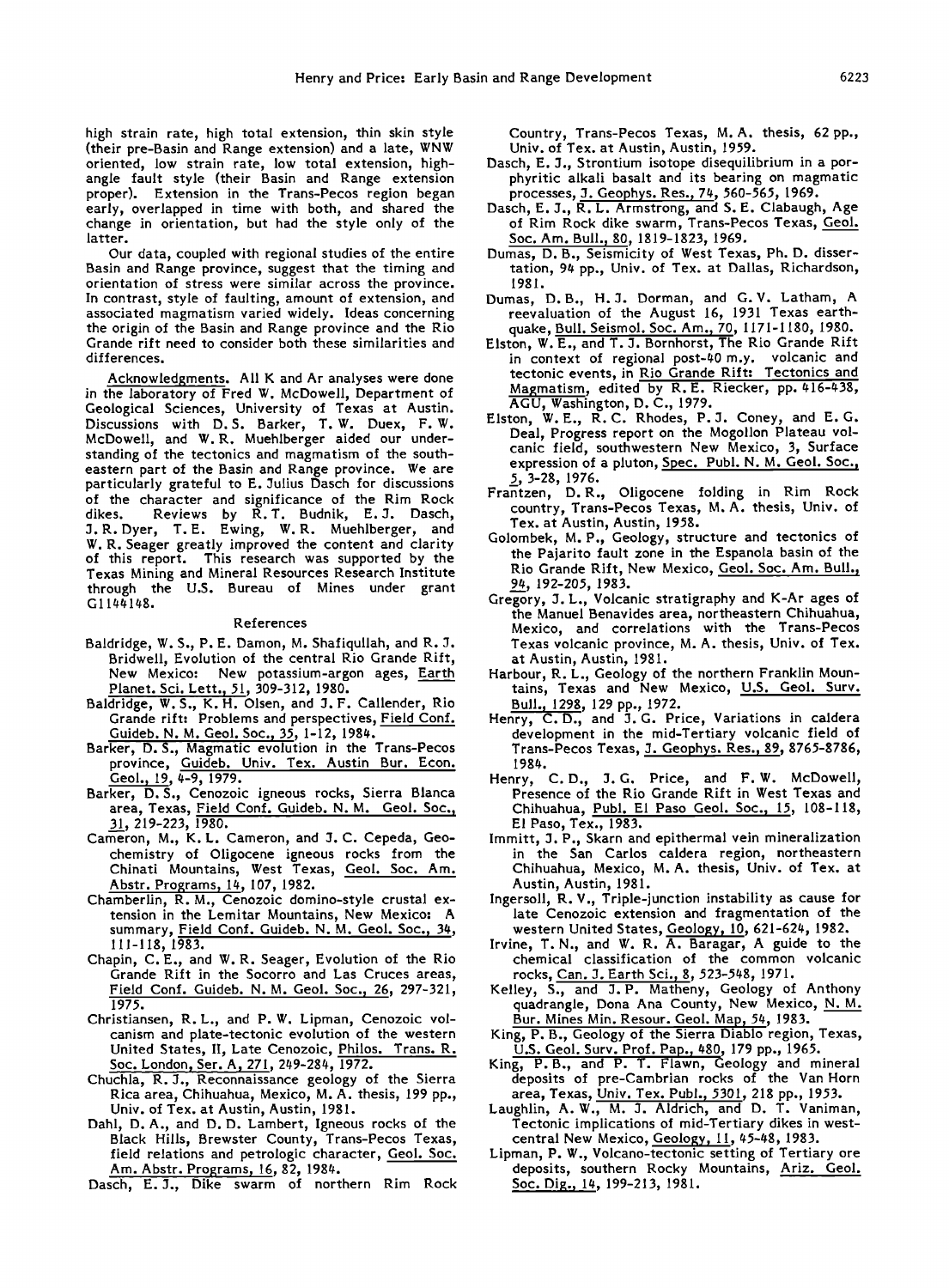high strain rate, high total extension, thin skin style (their pre-Basin and Range extension) and a late, WNW oriented, low strain rate, low total extension, high-angle fault style (their Basin and Range extension proper). Extension in the Trans-Pecos region began early, overlapped in time with both, and shared the change in orientation, but had the style only of the latter.

Our data, coupled with regional studies of the entire Basin and Range province, suggest that the timing and orientation of stress were similar across the province. In contrast, style of faulting, amount of extension, and associated magmatism varied widely. Ideas concerning the origin of the Basin and Range province and the Rio Grande rift need to consider both these similarities and differences.

Acknowledgments. All K and Ar analyses were done in the laboratory of Fred W. McDowell, Department of Geological Sciences, University of Texas at Austin. Discussions with D. S. Barker, T. W. Duex, F. W. McDowell, and W. R. Muehlberger aided our understanding of the tectonics and magmatism of the southeastern part of the Basin and Range province. We are particularly grateful to E. Julius Dasch for discussions of the character and significance of the Rim Rock dikes. Reviews by R. T. Budnik, E. J. Dasch, J. R. Dyer, T. E. Ewing, W. R. Muehlberger, and W. R. Seager greatly improved the content and clarity of this report. This research was supported by the Texas Mining and Mineral Resources Research Institute through the U.S. Bureau of Mines under grant G1144148.

## References

Baldridge, W. S., P. E. Damon, M. Shafiqullah, and R. J. Bridwell, Evolution of the central Rio Grande Rift, New Mexico: New potassium-argon ages, Earth Planet. Sci. Lett., 51, 309-312, 1980.

Baldridge, W. S., K. H. Olsen, and J. F. Callender, Rio Grande rift: Problems and perspectives, Field Conf. Guideb. N. M. Geol. Soc., 35, 1-12, 1984.

Barker, D. S., Magmatic evolution in the Trans-Pecos province, Guideb. Univ. Tex. Austin Bur. Econ. Geol., 19, 4-9, 1979.

Barker, D. S., Cenozoic igneous rocks, Sierra Blanca area, Texas, Field Conf. Guideb. N. M. Geol. Soc., 31, 219-223, 1980.

Cameron, M., K. L. Cameron, and J. C. Cepeda, Geochemistry of Oligocene igneous rocks from the Chinati Mountains, West Texas, Geol. Soc. Am. Abstr. Programs, 14, 107, 1982.

Chamberlin, R. M., Cenozoic domino-style crustal extension in the Lemitar Mountains, New Mexico: A summary, Field Conf. Guideb. N. M. Geol. Soc., 34, 111-118, 1983.

Chapin, C. E., and W. R. Seager, Evolution of the Rio Grande Rift in the Socorro and Las Cruces areas, Field Conf. Guideb. N. M. Geol. Soc., 26, 297-321, 1975.

Christiansen, R. L., and P. W. Lipman, Cenozoic volcanism and plate-tectonic evolution of the western United States, II, Late Cenozoic, Philos. Trans. R. Soc. London, Ser. A, 271, 249-284, 1972.

Chuchla, R. J., Reconnaissance geology of the Sierra Rica area, Chihuahua, Mexico, M. A. thesis, 199 pp., Univ. of Tex. at Austin, Austin, 1981.

Dahl, D. A., and D. D. Lambert, Igneous rocks of the Black Hills, Brewster County, Trans-Pecos Texas, field relations and petrologic character, Geol. Soc. Am. Abstr. Programs, 16, 82, 1984.

Dasch, E. J., Dike swarm of northern Rim Rock Country, Trans-Pecos Texas, M. A. thesis, 62 pp., Univ. of Tex. at Austin, Austin, 1959.

Dasch, E. J., Strontium isotope disequilibrium in a porphyritic alkali basalt and its bearing on magmatic processes, J. Geophys. Res., 74, 560-565, 1969.

Dasch, E. J., R. L. Armstrong, and S. E. Clabaugh, Age of Rim Rock dike swarm, Trans-Pecos Texas, Geol. Soc. Am. Bull., 80, 1819-1823, 1969.

Dumas, D. B., Seismicity of West Texas, Ph. D. dissertation, 94 pp., Univ. of Tex. at Dallas, Richardson, 1981.

Dumas, D. B., H. J. Dorman, and G. V. Latham, A reevaluation of the August 16, 1931 Texas earthquake, Bull. Seismol. Soc. Am., 70, 1171-1180, 1980.

Elston, W. E., and T. J. Bornhorst, The Rio Grande Rift in context of regional post-40 m.y. volcanic and tectonic events, in Rio Grande Rift: Tectonics and Magmatism, edited by R. E. Riecker, pp. 416-438, AGU, Washington, D. C., 1979.

Elston, W. E., R. C. Rhodes, P. J. Coney, and E. G. Deal, Progress report on the Mogollon Plateau volcanic field, southwestern New Mexico, 3, Surface expression of a pluton, Spec. Publ. N. M. Geol. Soc., 5, 3-28, 1976.

Frantzen, D. R., Oligocene folding in Rim Rock country, Trans-Pecos Texas, M. A. thesis, Univ. of Tex. at Austin, Austin, 1958.

Golombek, M. P., Geology, structure and tectonics of the Pajarito fault zone in the Espanola basin of the Rio Grande Rift, New Mexico, Geol. Soc. Am. Bull., 94, 192-205, 1983.

Gregory, J. L., Volcanic stratigraphy and K-Ar ages of the Manuel Benavides area, northeastern Chihuahua, Mexico, and correlations with the Trans-Pecos Texas volcanic province, M. A. thesis, Univ. of Tex. at Austin, Austin, 1981.

Harbour, R. L., Geology of the northern Franklin Mountains, Texas and New Mexico, U.S. Geol. Surv. Bull., 1298, 129 pp., 1972.

Henry, C. D., and J. G. Price, Variations in caldera development in the mid-Tertiary volcanic field of Trans-Pecos Texas, J. Geophys. Res., 89, 8765-8786, 1984.

Henry, C. D., J. G. Price, and F. W. McDowell, Presence of the Rio Grande Rift in West Texas and Chihuahua, Publ. El Paso Geol. Soc., 15, 108-118, El Paso, Tex., 1983.

Immitt, J. P., Skarn and epithermal vein mineralization in the San Carlos caldera region, northeastern Chihuahua, Mexico, M. A. thesis, Univ. of Tex. at Austin, Austin, 1981.

Ingersoll, R. V., Triple-junction instability as cause for late Cenozoic extension and fragmentation of the western United States, Geology, 10, 621-624, 1982.

Irvine, T. N., and W. R. A. Baragar, A guide to the chemical classification of the common volcanic rocks, Can. J. Earth Sci., 8, 523-548, 1971.

Kelley, S., and J. P. Matheny, Geology of Anthony quadrangle, Dona Ana County, New Mexico, N. M. Bur. Mines Min. Resour. Geol. Map, 54, 1983.

King, P. B., Geology of the Sierra Diablo region, Texas, U.S. Geol. Surv. Prof. Pap., 480, 179 pp., 1965.

King, P. B., and P. T. Flawn, Geology and mineral deposits of pre-Cambrian rocks of the Van Horn area, Texas, Univ. Tex. Publ., 5301, 218 pp., 1953.

Laughlin, A. W., M. J. Aldrich, and D. T. Vaniman, Tectonic implications of mid-Tertiary dikes in west-central New Mexico, Geology, 11, 45-48, 1983.

Lipman, P. W., Volcano-tectonic setting of Tertiary ore deposits, southern Rocky Mountains, Ariz. Geol. Soc. Dig., 14, 199-213, 1981.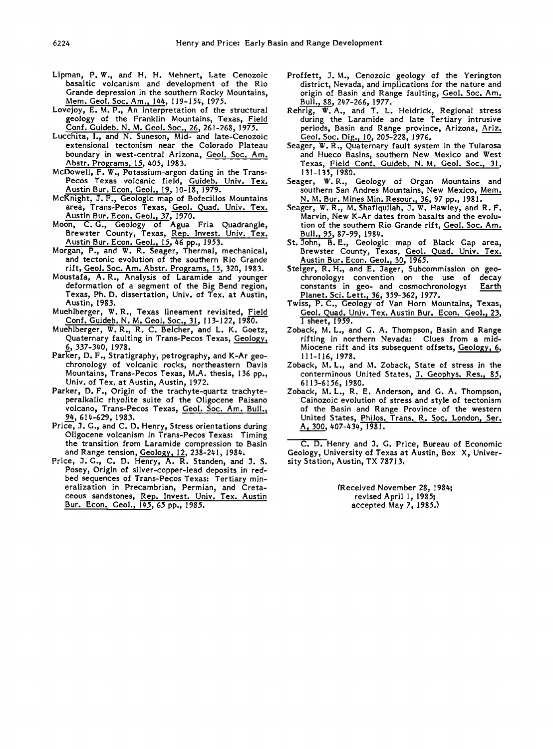Lipman, P. W., and H. H. Mehnert, Late Cenozoic basaltic volcanism and development of the Rio Grande depression in the southern Rocky Mountains, Mem. Geol. Soc. Am., 144, 119-154, 1975.

Lovejoy, E. M. P., An interpretation of the structural geology of the Franklin Mountains, Texas, Field Conf. Guideb. N. M. Geol. Soc., 26, 261-268, 1975.

Lucchita, I., and N. Suneson, Mid- and late-Cenozoic extensional tectonism near the Colorado Plateau boundary in west-central Arizona, Geol. Soc. Am. Abstr. Programs, 15, 405, 1983.

McDowell, F. W., Potassium-argon dating in the Trans-Pecos Texas volcanic field, Guideb. Univ. Tex. Austin Bur. Econ. Geol., 19, 10-18, 1979.

McKnight, J. F., Geologic map of Bofecillos Mountains area, Trans-Pecos Texas, Geol. Quad. Univ. Tex. Austin Bur. Econ. Geol., 37, 1970.

Moon, C. G., Geology of Agua Fria Quadrangle, Brewster County, Texas, Rep. Invest. Univ. Tex. Austin Bur. Econ. Geol., 15, 46 pp., 1953.

Morgan, P., and W. R. Seager, Thermal, mechanical, and tectonic evolution of the southern Rio Grande rift, Geol. Soc. Am. Abstr. Programs, 15, 320, 1983.

Moustafa, A. R., Analysis of Laramide and younger deformation of a segment of the Big Bend region, Texas, Ph. D. dissertation, Univ. of Tex. at Austin, Austin, 1983.

Muehlberger, W. R., Texas lineament revisited, Field Conf. Guideb. N. M. Geol. Soc., 31, 113-122, 1980.

Muehlberger, W. R., R. C. Belcher, and L. K. Goetz, Quaternary faulting in Trans-Pecos Texas, Geology, 6, 337-340, 1978.

Parker, D. F., Stratigraphy, petrography, and K-Ar geochronology of volcanic rocks, northeastern Davis Mountains, Trans-Pecos Texas, M.A. thesis, 136 pp., Univ. of Tex. at Austin, Austin, 1972.

Parker, D. F., Origin of the trachyte-quartz trachyte-peralkalic rhyolite suite of the Oligocene Paisano volcano, Trans-Pecos Texas, Geol. Soc. Am. Bull., 94, 614-629, 1983.

Price, J. G., and C. D. Henry, Stress orientations during Oligocene volcanism in Trans-Pecos Texas: Timing the transition from Laramide compression to Basin and Range tension, Geology, 12, 238-241, 1984.

Price, J. G., C. D. Henry, A. R. Standen, and J. S. Posey, Origin of silver-copper-lead deposits in red-bed sequences of Trans-Pecos Texas: Tertiary mineralization in Precambrian, Permian, and Cretaceous sandstones, Rep. Invest. Univ. Tex. Austin Bur. Econ. Geol., 145, 65 pp., 1985.

Proffett, J. M., Cenozoic geology of the Yerington district, Nevada, and implications for the nature and origin of Basin and Range faulting, Geol. Soc. Am. Bull., 88, 247-266, 1977.

Rehrig, W. A., and T. L. Heidrick, Regional stress during the Laramide and late Tertiary intrusive periods, Basin and Range province, Arizona, Ariz. Geol. Soc. Dig., 10, 205-228, 1976.

Seager, W. R., Quaternary fault system in the Tularosa and Hueco Basins, southern New Mexico and West Texas, Field Conf. Guideb. N. M. Geol. Soc., 31, 131-135, 1980.

Seager, W. R., Geology of Organ Mountains and southern San Andres Mountains, New Mexico, Mem. N. M. Bur. Mines Min. Resour., 36, 97 pp., 1981.

Seager, W. R., M. Shafiqullah, J. W. Hawley, and R. F. Marvin, New K-Ar dates from basalts and the evolution of the southern Rio Grande rift, Geol. Soc. Am. Bull., 95, 87-99, 1984.

St. John, B. E., Geologic map of Black Gap area, Brewster County, Texas, Geol. Quad. Univ. Tex. Austin Bur. Econ. Geol., 30, 1965.

Steiger, R. H., and E. Jager, Subcommission on geochronology: convention on the use of decay constants in geo- and cosmochronology: Earth Planet. Sci. Lett., 36, 359-362, 1977.

Twiss, P. C., Geology of Van Horn Mountains, Texas, Geol. Quad. Univ. Tex. Austin Bur. Econ. Geol., 23, 1 sheet, 1959.

Zoback, M. L., and G. A. Thompson, Basin and Range rifting in northern Nevada: Clues from a mid-Miocene rift and its subsequent offsets, Geology, 6, 111-116, 1978.

Zoback, M. L., and M. Zoback, State of stress in the conterminous United States, J. Geophys. Res., 85, 6113-6156, 1980.

Zoback, M. L., R. E. Anderson, and G. A. Thompson, Cainozoic evolution of stress and style of tectonism of the Basin and Range Province of the western United States, Philos. Trans. R. Soc. London, Ser. A, 300, 407-434, 1981.

---

C. D. Henry and J. G. Price, Bureau of Economic Geology, University of Texas at Austin, Box X, University Station, Austin, TX 78713.

(Received November 28, 1984;
revised April 1, 1985;
accepted May 7, 1985.)